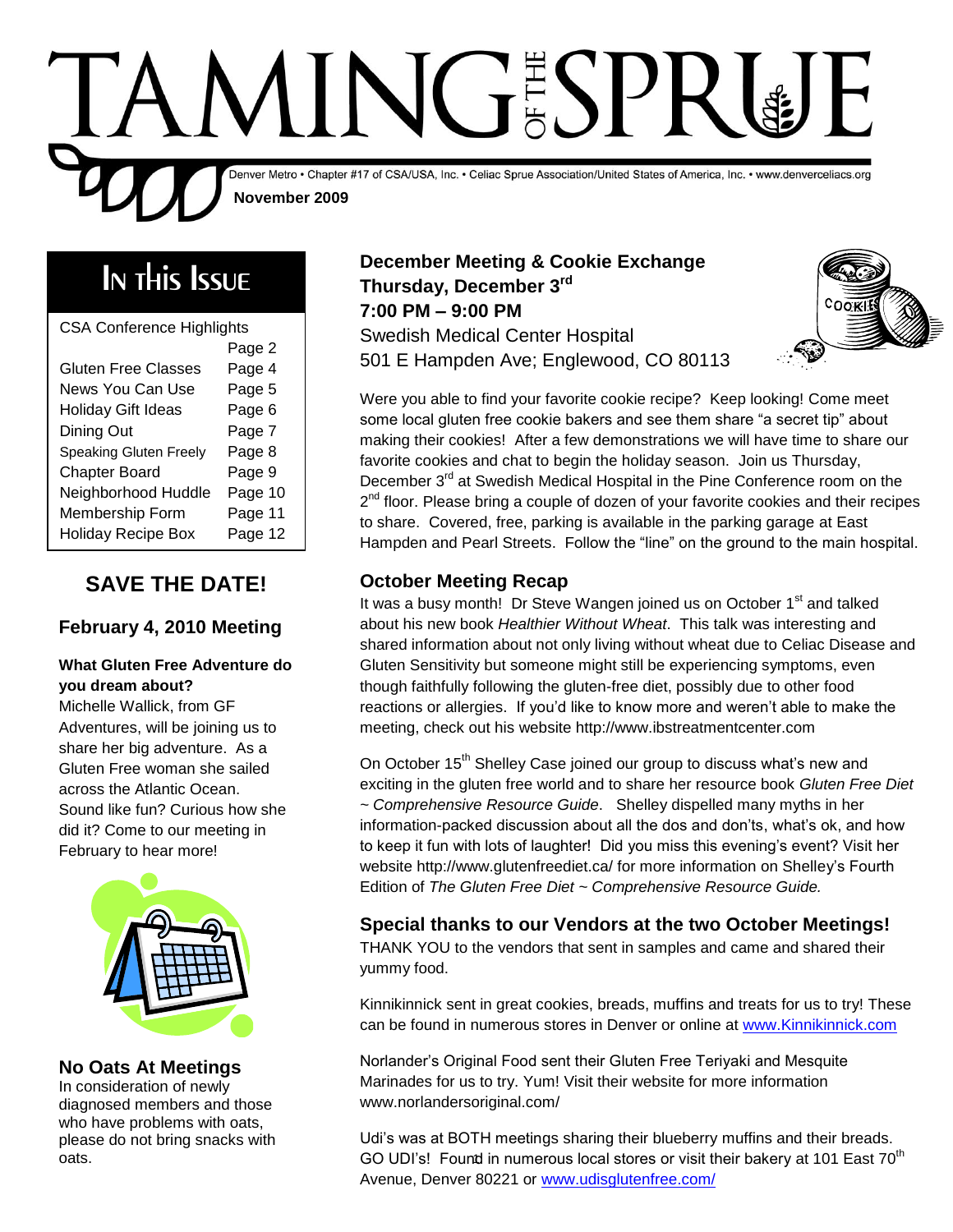# TAMING OF THE SPRUE

Denver Metro • Chapter #17 of CSA/USA, Inc. • Celiac Sprue Association/United States of America, Inc. • www.denverceliacs.org

**November 2009**

## In This Issue

| | |
|---|---|
| CSA Conference Highlights | Page 2 |
| Gluten Free Classes | Page 4 |
| News You Can Use | Page 5 |
| Holiday Gift Ideas | Page 6 |
| Dining Out | Page 7 |
| Speaking Gluten Freely | Page 8 |
| Chapter Board | Page 9 |
| Neighborhood Huddle | Page 10 |
| Membership Form | Page 11 |
| Holiday Recipe Box | Page 12 |

## SAVE THE DATE!

### February 4, 2010 Meeting

**What Gluten Free Adventure do you dream about?**

Michelle Wallick, from GF Adventures, will be joining us to share her big adventure. As a Gluten Free woman she sailed across the Atlantic Ocean. Sound like fun? Curious how she did it? Come to our meeting in February to hear more!

### No Oats At Meetings

In consideration of newly diagnosed members and those who have problems with oats, please do not bring snacks with oats.

### December Meeting & Cookie Exchange

**Thursday, December 3rd**
**7:00 PM – 9:00 PM**
Swedish Medical Center Hospital
501 E Hampden Ave; Englewood, CO 80113

Were you able to find your favorite cookie recipe? Keep looking! Come meet some local gluten free cookie bakers and see them share "a secret tip" about making their cookies! After a few demonstrations we will have time to share our favorite cookies and chat to begin the holiday season. Join us Thursday, December 3rd at Swedish Medical Hospital in the Pine Conference room on the 2nd floor. Please bring a couple of dozen of your favorite cookies and their recipes to share. Covered, free, parking is available in the parking garage at East Hampden and Pearl Streets. Follow the "line" on the ground to the main hospital.

### October Meeting Recap

It was a busy month! Dr Steve Wangen joined us on October 1st and talked about his new book *Healthier Without Wheat*. This talk was interesting and shared information about not only living without wheat due to Celiac Disease and Gluten Sensitivity but someone might still be experiencing symptoms, even though faithfully following the gluten-free diet, possibly due to other food reactions or allergies. If you'd like to know more and weren't able to make the meeting, check out his website http://www.ibstreatmentcenter.com

On October 15th Shelley Case joined our group to discuss what's new and exciting in the gluten free world and to share her resource book *Gluten Free Diet ~ Comprehensive Resource Guide*. Shelley dispelled many myths in her information-packed discussion about all the dos and don'ts, what's ok, and how to keep it fun with lots of laughter! Did you miss this evening's event? Visit her website http://www.glutenfreediet.ca/ for more information on Shelley's Fourth Edition of *The Gluten Free Diet ~ Comprehensive Resource Guide.*

### Special thanks to our Vendors at the two October Meetings!

THANK YOU to the vendors that sent in samples and came and shared their yummy food.

Kinnikinnick sent in great cookies, breads, muffins and treats for us to try! These can be found in numerous stores in Denver or online at www.Kinnikinnick.com

Norlander's Original Food sent their Gluten Free Teriyaki and Mesquite Marinades for us to try. Yum! Visit their website for more information www.norlandersoriginal.com/

Udi's was at BOTH meetings sharing their blueberry muffins and their breads. GO UDI's! Found in numerous local stores or visit their bakery at 101 East 70th Avenue, Denver 80221 or www.udisglutenfree.com/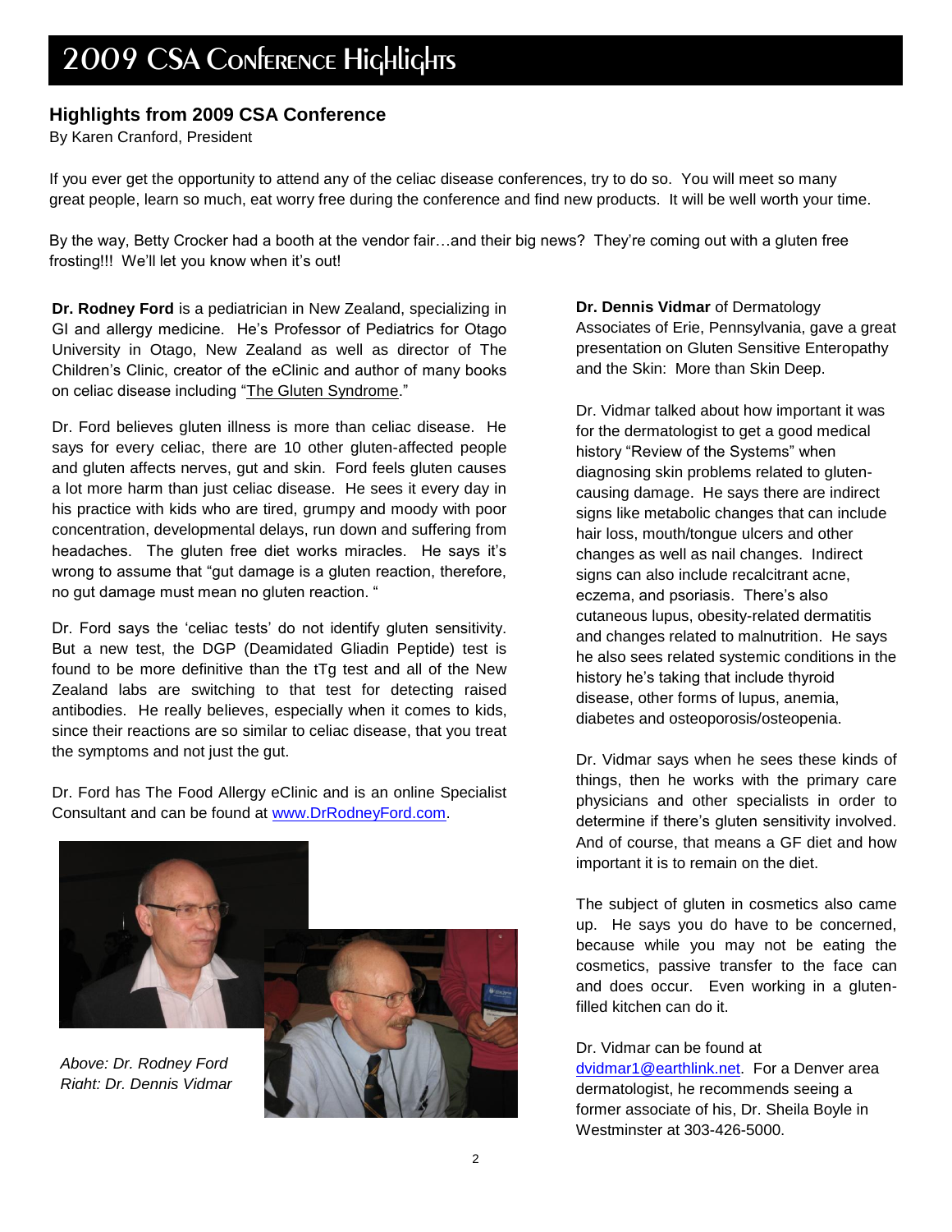# 2009 CSA Conference Highlights

## Highlights from 2009 CSA Conference

By Karen Cranford, President

If you ever get the opportunity to attend any of the celiac disease conferences, try to do so. You will meet so many great people, learn so much, eat worry free during the conference and find new products. It will be well worth your time.

By the way, Betty Crocker had a booth at the vendor fair…and their big news? They're coming out with a gluten free frosting!!! We'll let you know when it's out!

**Dr. Rodney Ford** is a pediatrician in New Zealand, specializing in GI and allergy medicine. He's Professor of Pediatrics for Otago University in Otago, New Zealand as well as director of The Children's Clinic, creator of the eClinic and author of many books on celiac disease including "The Gluten Syndrome."

Dr. Ford believes gluten illness is more than celiac disease. He says for every celiac, there are 10 other gluten-affected people and gluten affects nerves, gut and skin. Ford feels gluten causes a lot more harm than just celiac disease. He sees it every day in his practice with kids who are tired, grumpy and moody with poor concentration, developmental delays, run down and suffering from headaches. The gluten free diet works miracles. He says it's wrong to assume that "gut damage is a gluten reaction, therefore, no gut damage must mean no gluten reaction. "

Dr. Ford says the 'celiac tests' do not identify gluten sensitivity. But a new test, the DGP (Deamidated Gliadin Peptide) test is found to be more definitive than the tTg test and all of the New Zealand labs are switching to that test for detecting raised antibodies. He really believes, especially when it comes to kids, since their reactions are so similar to celiac disease, that you treat the symptoms and not just the gut.

Dr. Ford has The Food Allergy eClinic and is an online Specialist Consultant and can be found at www.DrRodneyFord.com.

*Above: Dr. Rodney Ford*
*Right: Dr. Dennis Vidmar*

**Dr. Dennis Vidmar** of Dermatology Associates of Erie, Pennsylvania, gave a great presentation on Gluten Sensitive Enteropathy and the Skin: More than Skin Deep.

Dr. Vidmar talked about how important it was for the dermatologist to get a good medical history "Review of the Systems" when diagnosing skin problems related to gluten-causing damage. He says there are indirect signs like metabolic changes that can include hair loss, mouth/tongue ulcers and other changes as well as nail changes. Indirect signs can also include recalcitrant acne, eczema, and psoriasis. There's also cutaneous lupus, obesity-related dermatitis and changes related to malnutrition. He says he also sees related systemic conditions in the history he's taking that include thyroid disease, other forms of lupus, anemia, diabetes and osteoporosis/osteopenia.

Dr. Vidmar says when he sees these kinds of things, then he works with the primary care physicians and other specialists in order to determine if there's gluten sensitivity involved. And of course, that means a GF diet and how important it is to remain on the diet.

The subject of gluten in cosmetics also came up. He says you do have to be concerned, because while you may not be eating the cosmetics, passive transfer to the face can and does occur. Even working in a gluten-filled kitchen can do it.

Dr. Vidmar can be found at dvidmar1@earthlink.net. For a Denver area dermatologist, he recommends seeing a former associate of his, Dr. Sheila Boyle in Westminster at 303-426-5000.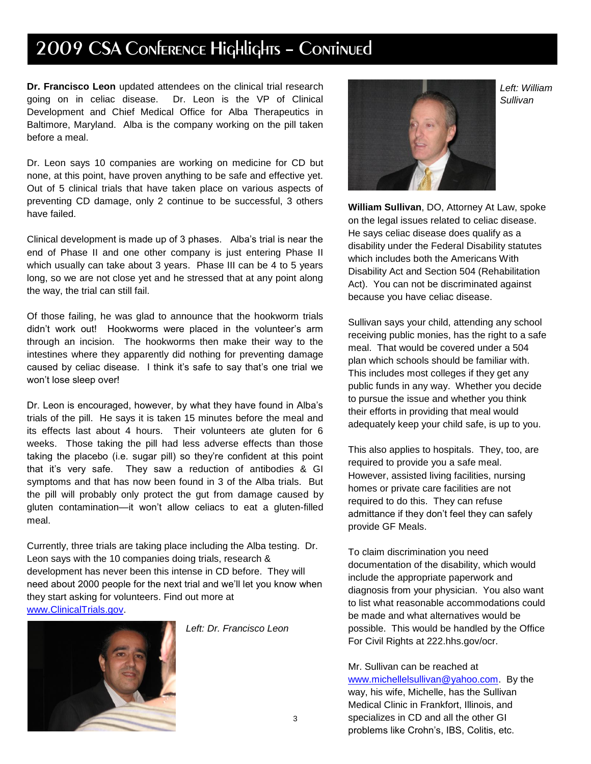# 2009 CSA Conference Highlights – Continued

**Dr. Francisco Leon** updated attendees on the clinical trial research going on in celiac disease. Dr. Leon is the VP of Clinical Development and Chief Medical Office for Alba Therapeutics in Baltimore, Maryland. Alba is the company working on the pill taken before a meal.

Dr. Leon says 10 companies are working on medicine for CD but none, at this point, have proven anything to be safe and effective yet. Out of 5 clinical trials that have taken place on various aspects of preventing CD damage, only 2 continue to be successful, 3 others have failed.

Clinical development is made up of 3 phases. Alba's trial is near the end of Phase II and one other company is just entering Phase II which usually can take about 3 years. Phase III can be 4 to 5 years long, so we are not close yet and he stressed that at any point along the way, the trial can still fail.

Of those failing, he was glad to announce that the hookworm trials didn't work out! Hookworms were placed in the volunteer's arm through an incision. The hookworms then make their way to the intestines where they apparently did nothing for preventing damage caused by celiac disease. I think it's safe to say that's one trial we won't lose sleep over!

Dr. Leon is encouraged, however, by what they have found in Alba's trials of the pill. He says it is taken 15 minutes before the meal and its effects last about 4 hours. Their volunteers ate gluten for 6 weeks. Those taking the pill had less adverse effects than those taking the placebo (i.e. sugar pill) so they're confident at this point that it's very safe. They saw a reduction of antibodies & GI symptoms and that has now been found in 3 of the Alba trials. But the pill will probably only protect the gut from damage caused by gluten contamination—it won't allow celiacs to eat a gluten-filled meal.

Currently, three trials are taking place including the Alba testing. Dr. Leon says with the 10 companies doing trials, research & development has never been this intense in CD before. They will need about 2000 people for the next trial and we'll let you know when they start asking for volunteers. Find out more at www.ClinicalTrials.gov.

*Left: Dr. Francisco Leon*

*Left: William Sullivan*

**William Sullivan**, DO, Attorney At Law, spoke on the legal issues related to celiac disease. He says celiac disease does qualify as a disability under the Federal Disability statutes which includes both the Americans With Disability Act and Section 504 (Rehabilitation Act). You can not be discriminated against because you have celiac disease.

Sullivan says your child, attending any school receiving public monies, has the right to a safe meal. That would be covered under a 504 plan which schools should be familiar with. This includes most colleges if they get any public funds in any way. Whether you decide to pursue the issue and whether you think their efforts in providing that meal would adequately keep your child safe, is up to you.

This also applies to hospitals. They, too, are required to provide you a safe meal. However, assisted living facilities, nursing homes or private care facilities are not required to do this. They can refuse admittance if they don't feel they can safely provide GF Meals.

To claim discrimination you need documentation of the disability, which would include the appropriate paperwork and diagnosis from your physician. You also want to list what reasonable accommodations could be made and what alternatives would be possible. This would be handled by the Office For Civil Rights at 222.hhs.gov/ocr.

Mr. Sullivan can be reached at www.michellelsullivan@yahoo.com. By the way, his wife, Michelle, has the Sullivan Medical Clinic in Frankfort, Illinois, and specializes in CD and all the other GI problems like Crohn's, IBS, Colitis, etc.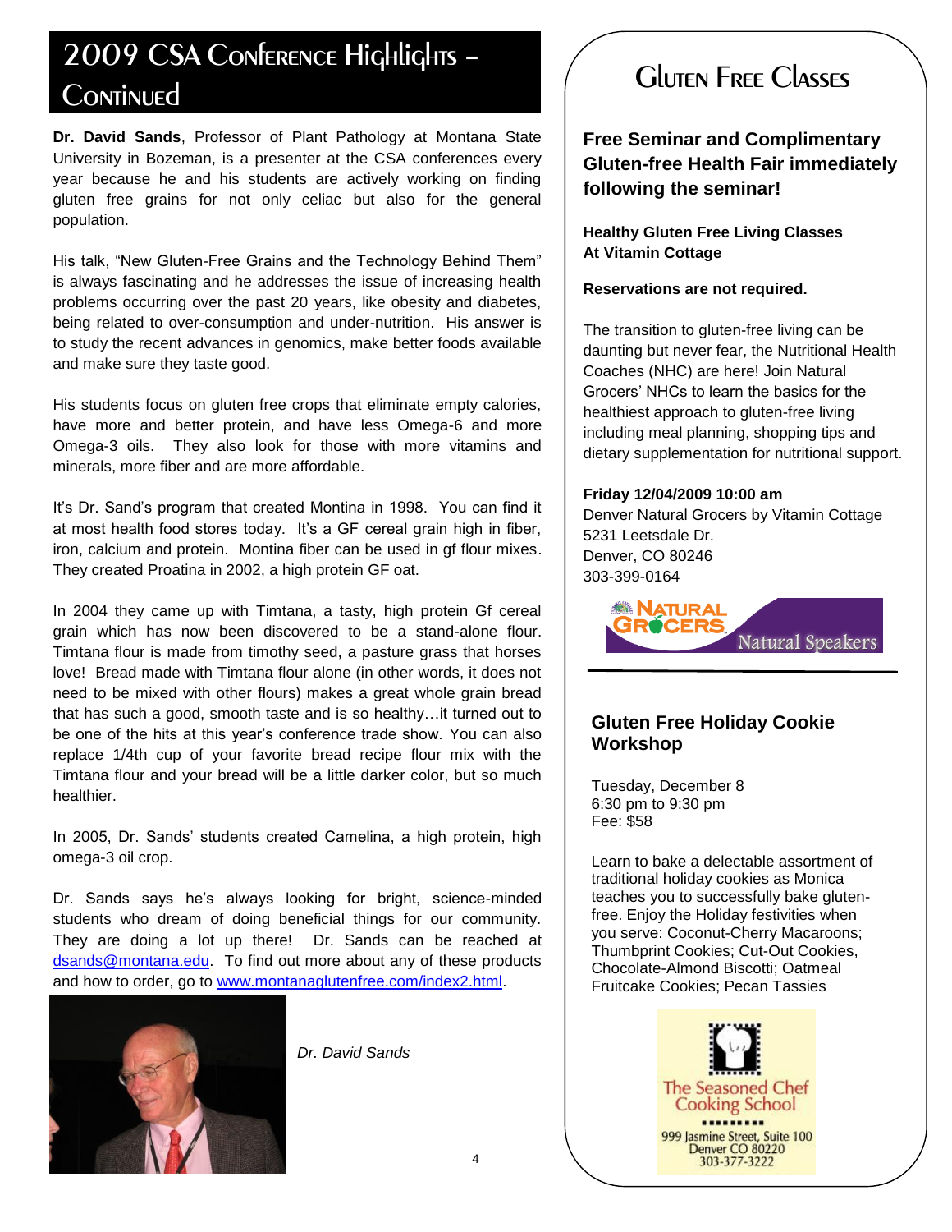# 2009 CSA Conference Highlights – Continued

**Dr. David Sands**, Professor of Plant Pathology at Montana State University in Bozeman, is a presenter at the CSA conferences every year because he and his students are actively working on finding gluten free grains for not only celiac but also for the general population.

His talk, "New Gluten-Free Grains and the Technology Behind Them" is always fascinating and he addresses the issue of increasing health problems occurring over the past 20 years, like obesity and diabetes, being related to over-consumption and under-nutrition. His answer is to study the recent advances in genomics, make better foods available and make sure they taste good.

His students focus on gluten free crops that eliminate empty calories, have more and better protein, and have less Omega-6 and more Omega-3 oils. They also look for those with more vitamins and minerals, more fiber and are more affordable.

It's Dr. Sand's program that created Montina in 1998. You can find it at most health food stores today. It's a GF cereal grain high in fiber, iron, calcium and protein. Montina fiber can be used in gf flour mixes. They created Proatina in 2002, a high protein GF oat.

In 2004 they came up with Timtana, a tasty, high protein Gf cereal grain which has now been discovered to be a stand-alone flour. Timtana flour is made from timothy seed, a pasture grass that horses love! Bread made with Timtana flour alone (in other words, it does not need to be mixed with other flours) makes a great whole grain bread that has such a good, smooth taste and is so healthy…it turned out to be one of the hits at this year's conference trade show. You can also replace 1/4th cup of your favorite bread recipe flour mix with the Timtana flour and your bread will be a little darker color, but so much healthier.

In 2005, Dr. Sands' students created Camelina, a high protein, high omega-3 oil crop.

Dr. Sands says he's always looking for bright, science-minded students who dream of doing beneficial things for our community. They are doing a lot up there! Dr. Sands can be reached at dsands@montana.edu. To find out more about any of these products and how to order, go to www.montanaglutenfree.com/index2.html.

*Dr. David Sands*

# Gluten Free Classes

### Free Seminar and Complimentary Gluten-free Health Fair immediately following the seminar!

**Healthy Gluten Free Living Classes**
**At Vitamin Cottage**

**Reservations are not required.**

The transition to gluten-free living can be daunting but never fear, the Nutritional Health Coaches (NHC) are here! Join Natural Grocers' NHCs to learn the basics for the healthiest approach to gluten-free living including meal planning, shopping tips and dietary supplementation for nutritional support.

**Friday 12/04/2009 10:00 am**
Denver Natural Grocers by Vitamin Cottage
5231 Leetsdale Dr.
Denver, CO 80246
303-399-0164

Natural Grocers — Natural Speakers

### Gluten Free Holiday Cookie Workshop

Tuesday, December 8
6:30 pm to 9:30 pm
Fee: $58

Learn to bake a delectable assortment of traditional holiday cookies as Monica teaches you to successfully bake gluten-free. Enjoy the Holiday festivities when you serve: Coconut-Cherry Macaroons; Thumbprint Cookies; Cut-Out Cookies, Chocolate-Almond Biscotti; Oatmeal Fruitcake Cookies; Pecan Tassies

The Seasoned Chef Cooking School
999 Jasmine Street, Suite 100
Denver CO 80220
303-377-3222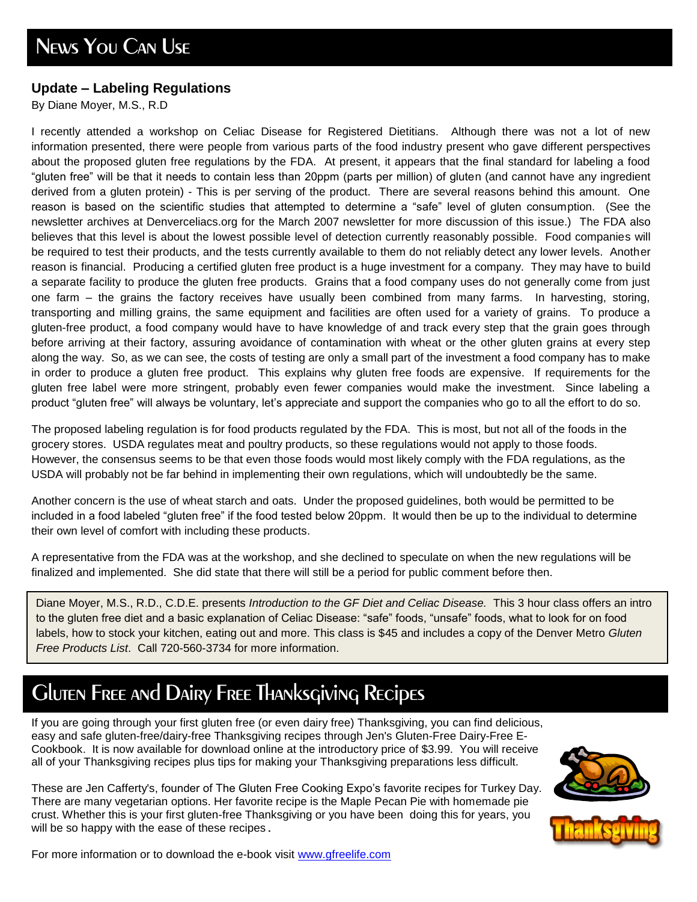# News You Can Use

## Update – Labeling Regulations

By Diane Moyer, M.S., R.D

I recently attended a workshop on Celiac Disease for Registered Dietitians. Although there was not a lot of new information presented, there were people from various parts of the food industry present who gave different perspectives about the proposed gluten free regulations by the FDA. At present, it appears that the final standard for labeling a food "gluten free" will be that it needs to contain less than 20ppm (parts per million) of gluten (and cannot have any ingredient derived from a gluten protein) - This is per serving of the product. There are several reasons behind this amount. One reason is based on the scientific studies that attempted to determine a "safe" level of gluten consumption. (See the newsletter archives at Denverceliacs.org for the March 2007 newsletter for more discussion of this issue.) The FDA also believes that this level is about the lowest possible level of detection currently reasonably possible. Food companies will be required to test their products, and the tests currently available to them do not reliably detect any lower levels. Another reason is financial. Producing a certified gluten free product is a huge investment for a company. They may have to build a separate facility to produce the gluten free products. Grains that a food company uses do not generally come from just one farm – the grains the factory receives have usually been combined from many farms. In harvesting, storing, transporting and milling grains, the same equipment and facilities are often used for a variety of grains. To produce a gluten-free product, a food company would have to have knowledge of and track every step that the grain goes through before arriving at their factory, assuring avoidance of contamination with wheat or the other gluten grains at every step along the way. So, as we can see, the costs of testing are only a small part of the investment a food company has to make in order to produce a gluten free product. This explains why gluten free foods are expensive. If requirements for the gluten free label were more stringent, probably even fewer companies would make the investment. Since labeling a product "gluten free" will always be voluntary, let's appreciate and support the companies who go to all the effort to do so.

The proposed labeling regulation is for food products regulated by the FDA. This is most, but not all of the foods in the grocery stores. USDA regulates meat and poultry products, so these regulations would not apply to those foods. However, the consensus seems to be that even those foods would most likely comply with the FDA regulations, as the USDA will probably not be far behind in implementing their own regulations, which will undoubtedly be the same.

Another concern is the use of wheat starch and oats. Under the proposed guidelines, both would be permitted to be included in a food labeled "gluten free" if the food tested below 20ppm. It would then be up to the individual to determine their own level of comfort with including these products.

A representative from the FDA was at the workshop, and she declined to speculate on when the new regulations will be finalized and implemented. She did state that there will still be a period for public comment before then.

Diane Moyer, M.S., R.D., C.D.E. presents *Introduction to the GF Diet and Celiac Disease.* This 3 hour class offers an intro to the gluten free diet and a basic explanation of Celiac Disease: "safe" foods, "unsafe" foods, what to look for on food labels, how to stock your kitchen, eating out and more. This class is $45 and includes a copy of the Denver Metro *Gluten Free Products List*. Call 720-560-3734 for more information.

# Gluten Free and Dairy Free Thanksgiving Recipes

If you are going through your first gluten free (or even dairy free) Thanksgiving, you can find delicious, easy and safe gluten-free/dairy-free Thanksgiving recipes through Jen's Gluten-Free Dairy-Free E-Cookbook. It is now available for download online at the introductory price of $3.99. You will receive all of your Thanksgiving recipes plus tips for making your Thanksgiving preparations less difficult.

These are Jen Cafferty's, founder of The Gluten Free Cooking Expo's favorite recipes for Turkey Day. There are many vegetarian options. Her favorite recipe is the Maple Pecan Pie with homemade pie crust. Whether this is your first gluten-free Thanksgiving or you have been doing this for years, you will be so happy with the ease of these recipes.

For more information or to download the e-book visit www.gfreelife.com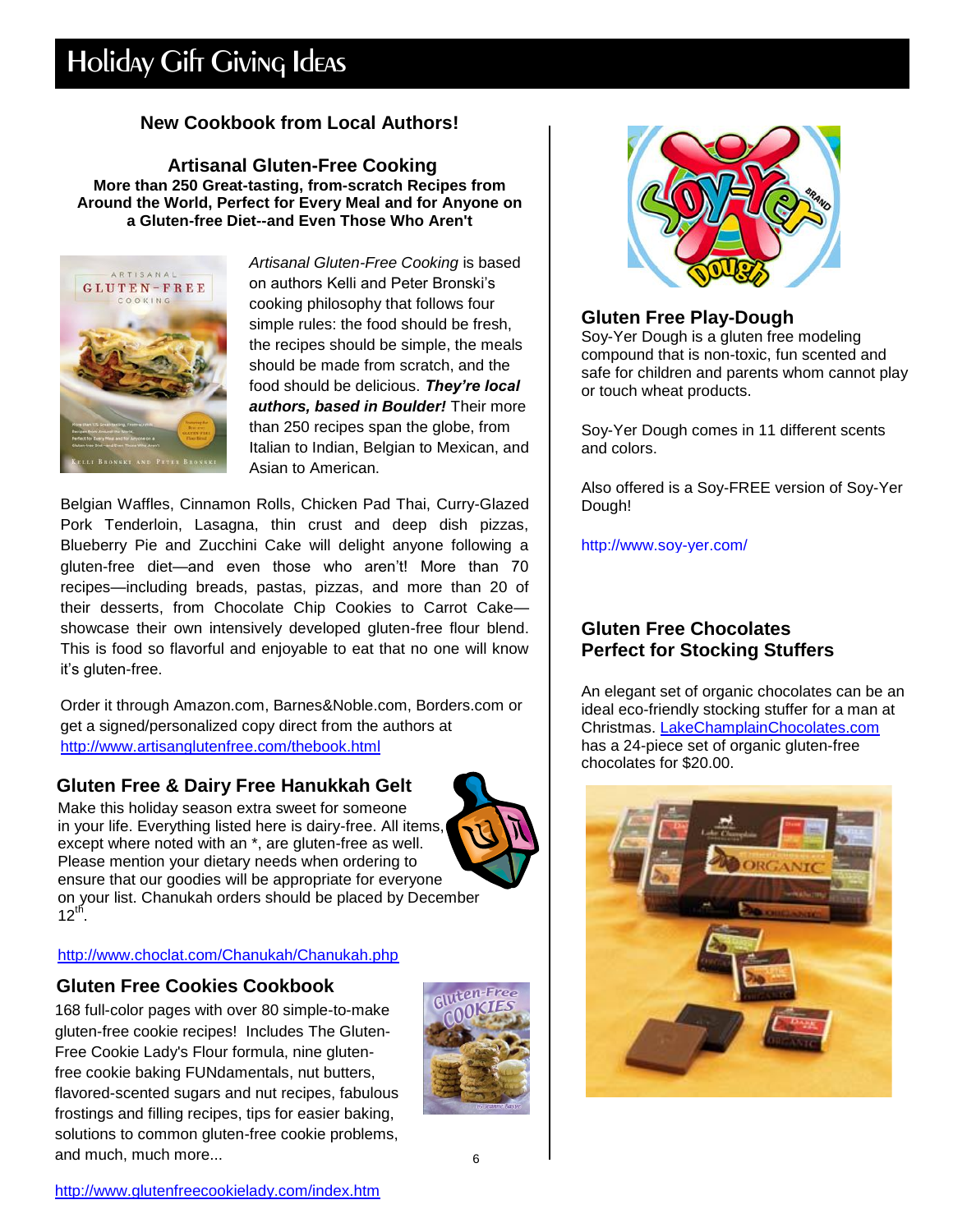# Holiday Gift Giving Ideas

### New Cookbook from Local Authors!

### Artisanal Gluten-Free Cooking

**More than 250 Great-tasting, from-scratch Recipes from Around the World, Perfect for Every Meal and for Anyone on a Gluten-free Diet--and Even Those Who Aren't**

*Artisanal Gluten-Free Cooking* is based on authors Kelli and Peter Bronski's cooking philosophy that follows four simple rules: the food should be fresh, the recipes should be simple, the meals should be made from scratch, and the food should be delicious. ***They're local authors, based in Boulder!*** Their more than 250 recipes span the globe, from Italian to Indian, Belgian to Mexican, and Asian to American.

Belgian Waffles, Cinnamon Rolls, Chicken Pad Thai, Curry-Glazed Pork Tenderloin, Lasagna, thin crust and deep dish pizzas, Blueberry Pie and Zucchini Cake will delight anyone following a gluten-free diet—and even those who aren't! More than 70 recipes—including breads, pastas, pizzas, and more than 20 of their desserts, from Chocolate Chip Cookies to Carrot Cake—showcase their own intensively developed gluten-free flour blend. This is food so flavorful and enjoyable to eat that no one will know it's gluten-free.

Order it through Amazon.com, Barnes&Noble.com, Borders.com or get a signed/personalized copy direct from the authors at http://www.artisanglutenfree.com/thebook.html

### Gluten Free & Dairy Free Hanukkah Gelt

Make this holiday season extra sweet for someone in your life. Everything listed here is dairy-free. All items, except where noted with an *, are gluten-free as well. Please mention your dietary needs when ordering to ensure that our goodies will be appropriate for everyone on your list. Chanukah orders should be placed by December 12th.

http://www.choclat.com/Chanukah/Chanukah.php

### Gluten Free Cookies Cookbook

168 full-color pages with over 80 simple-to-make gluten-free cookie recipes! Includes The Gluten-Free Cookie Lady's Flour formula, nine gluten-free cookie baking FUNdamentals, nut butters, flavored-scented sugars and nut recipes, fabulous frostings and filling recipes, tips for easier baking, solutions to common gluten-free cookie problems, and much, much more...

http://www.glutenfreecookielady.com/index.htm

### Gluten Free Play-Dough

Soy-Yer Dough is a gluten free modeling compound that is non-toxic, fun scented and safe for children and parents whom cannot play or touch wheat products.

Soy-Yer Dough comes in 11 different scents and colors.

Also offered is a Soy-FREE version of Soy-Yer Dough!

http://www.soy-yer.com/

### Gluten Free Chocolates Perfect for Stocking Stuffers

An elegant set of organic chocolates can be an ideal eco-friendly stocking stuffer for a man at Christmas. LakeChamplainChocolates.com has a 24-piece set of organic gluten-free chocolates for $20.00.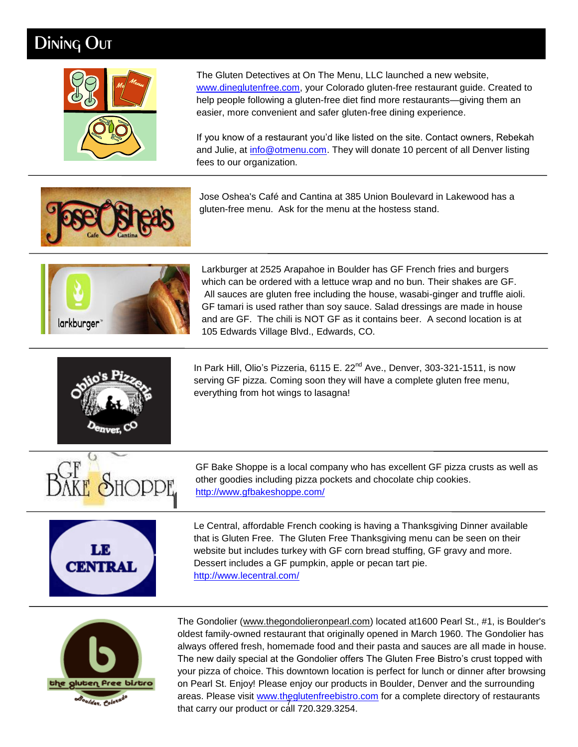# Dining Out

The Gluten Detectives at On The Menu, LLC launched a new website, www.dineglutenfree.com, your Colorado gluten-free restaurant guide. Created to help people following a gluten-free diet find more restaurants—giving them an easier, more convenient and safer gluten-free dining experience.

If you know of a restaurant you'd like listed on the site. Contact owners, Rebekah and Julie, at info@otmenu.com. They will donate 10 percent of all Denver listing fees to our organization.

---

Jose Oshea's Café and Cantina at 385 Union Boulevard in Lakewood has a gluten-free menu. Ask for the menu at the hostess stand.

---

Larkburger at 2525 Arapahoe in Boulder has GF French fries and burgers which can be ordered with a lettuce wrap and no bun. Their shakes are GF. All sauces are gluten free including the house, wasabi-ginger and truffle aioli. GF tamari is used rather than soy sauce. Salad dressings are made in house and are GF. The chili is NOT GF as it contains beer. A second location is at 105 Edwards Village Blvd., Edwards, CO.

---

In Park Hill, Olio's Pizzeria, 6115 E. 22nd Ave., Denver, 303-321-1511, is now serving GF pizza. Coming soon they will have a complete gluten free menu, everything from hot wings to lasagna!

---

GF Bake Shoppe is a local company who has excellent GF pizza crusts as well as other goodies including pizza pockets and chocolate chip cookies. http://www.gfbakeshoppe.com/

---

Le Central, affordable French cooking is having a Thanksgiving Dinner available that is Gluten Free. The Gluten Free Thanksgiving menu can be seen on their website but includes turkey with GF corn bread stuffing, GF gravy and more. Dessert includes a GF pumpkin, apple or pecan tart pie. http://www.lecentral.com/

---

The Gondolier (www.thegondolieronpearl.com) located at1600 Pearl St., #1, is Boulder's oldest family-owned restaurant that originally opened in March 1960. The Gondolier has always offered fresh, homemade food and their pasta and sauces are all made in house. The new daily special at the Gondolier offers The Gluten Free Bistro's crust topped with your pizza of choice. This downtown location is perfect for lunch or dinner after browsing on Pearl St. Enjoy! Please enjoy our products in Boulder, Denver and the surrounding areas. Please visit www.theglutenfreebistro.com for a complete directory of restaurants that carry our product or call 720.329.3254.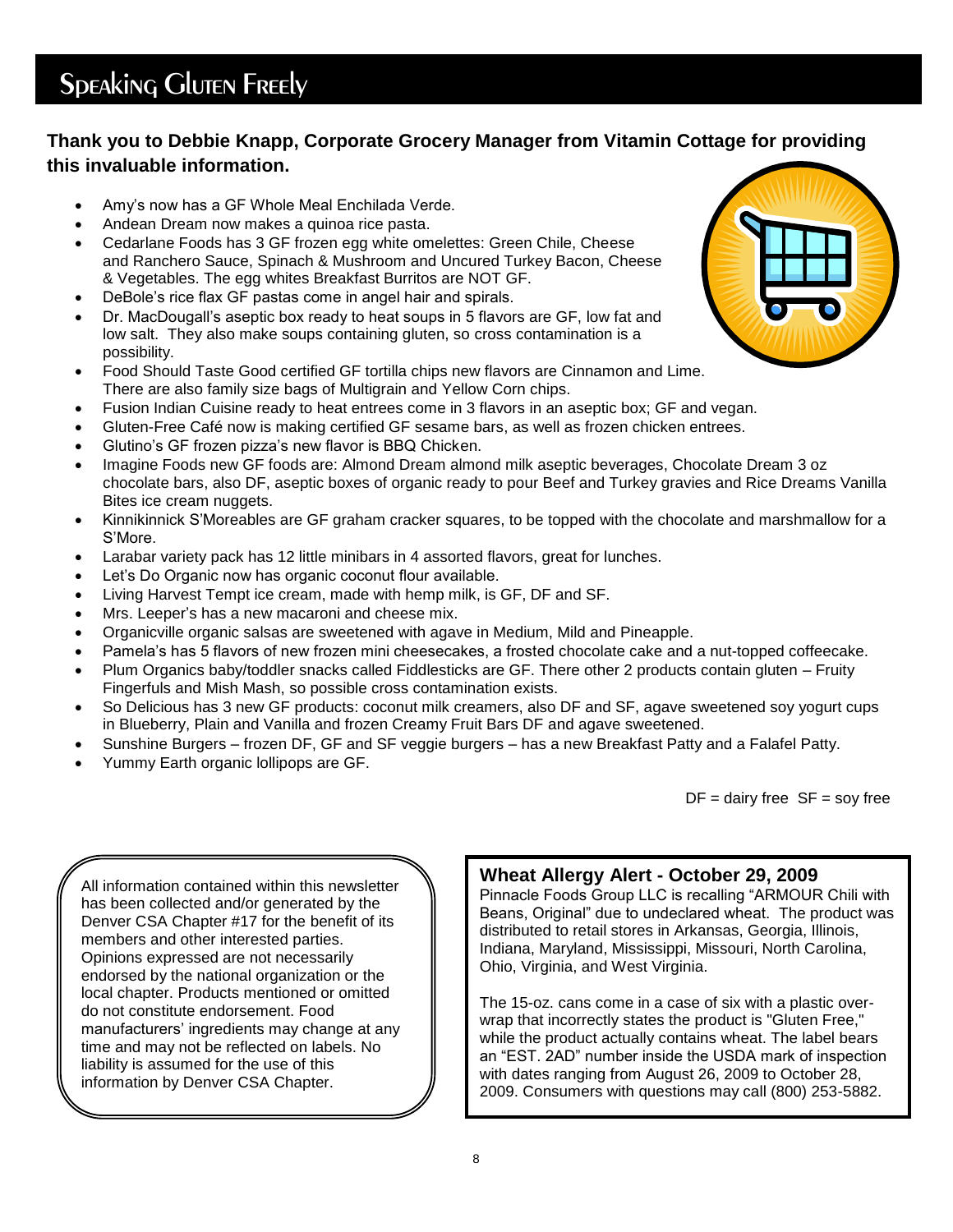# Speaking Gluten Freely

**Thank you to Debbie Knapp, Corporate Grocery Manager from Vitamin Cottage for providing this invaluable information.**

- Amy's now has a GF Whole Meal Enchilada Verde.
- Andean Dream now makes a quinoa rice pasta.
- Cedarlane Foods has 3 GF frozen egg white omelettes: Green Chile, Cheese and Ranchero Sauce, Spinach & Mushroom and Uncured Turkey Bacon, Cheese & Vegetables. The egg whites Breakfast Burritos are NOT GF.
- DeBole's rice flax GF pastas come in angel hair and spirals.
- Dr. MacDougall's aseptic box ready to heat soups in 5 flavors are GF, low fat and low salt. They also make soups containing gluten, so cross contamination is a possibility.
- Food Should Taste Good certified GF tortilla chips new flavors are Cinnamon and Lime. There are also family size bags of Multigrain and Yellow Corn chips.
- Fusion Indian Cuisine ready to heat entrees come in 3 flavors in an aseptic box; GF and vegan.
- Gluten-Free Café now is making certified GF sesame bars, as well as frozen chicken entrees.
- Glutino's GF frozen pizza's new flavor is BBQ Chicken.
- Imagine Foods new GF foods are: Almond Dream almond milk aseptic beverages, Chocolate Dream 3 oz chocolate bars, also DF, aseptic boxes of organic ready to pour Beef and Turkey gravies and Rice Dreams Vanilla Bites ice cream nuggets.
- Kinnikinnick S'Moreables are GF graham cracker squares, to be topped with the chocolate and marshmallow for a S'More.
- Larabar variety pack has 12 little minibars in 4 assorted flavors, great for lunches.
- Let's Do Organic now has organic coconut flour available.
- Living Harvest Tempt ice cream, made with hemp milk, is GF, DF and SF.
- Mrs. Leeper's has a new macaroni and cheese mix.
- Organicville organic salsas are sweetened with agave in Medium, Mild and Pineapple.
- Pamela's has 5 flavors of new frozen mini cheesecakes, a frosted chocolate cake and a nut-topped coffeecake.
- Plum Organics baby/toddler snacks called Fiddlesticks are GF. There other 2 products contain gluten – Fruity Fingerfuls and Mish Mash, so possible cross contamination exists.
- So Delicious has 3 new GF products: coconut milk creamers, also DF and SF, agave sweetened soy yogurt cups in Blueberry, Plain and Vanilla and frozen Creamy Fruit Bars DF and agave sweetened.
- Sunshine Burgers – frozen DF, GF and SF veggie burgers – has a new Breakfast Patty and a Falafel Patty.
- Yummy Earth organic lollipops are GF.

DF = dairy free SF = soy free

All information contained within this newsletter has been collected and/or generated by the Denver CSA Chapter #17 for the benefit of its members and other interested parties. Opinions expressed are not necessarily endorsed by the national organization or the local chapter. Products mentioned or omitted do not constitute endorsement. Food manufacturers' ingredients may change at any time and may not be reflected on labels. No liability is assumed for the use of this information by Denver CSA Chapter.

## Wheat Allergy Alert - October 29, 2009

Pinnacle Foods Group LLC is recalling "ARMOUR Chili with Beans, Original" due to undeclared wheat. The product was distributed to retail stores in Arkansas, Georgia, Illinois, Indiana, Maryland, Mississippi, Missouri, North Carolina, Ohio, Virginia, and West Virginia.

The 15-oz. cans come in a case of six with a plastic over-wrap that incorrectly states the product is "Gluten Free," while the product actually contains wheat. The label bears an "EST. 2AD" number inside the USDA mark of inspection with dates ranging from August 26, 2009 to October 28, 2009. Consumers with questions may call (800) 253-5882.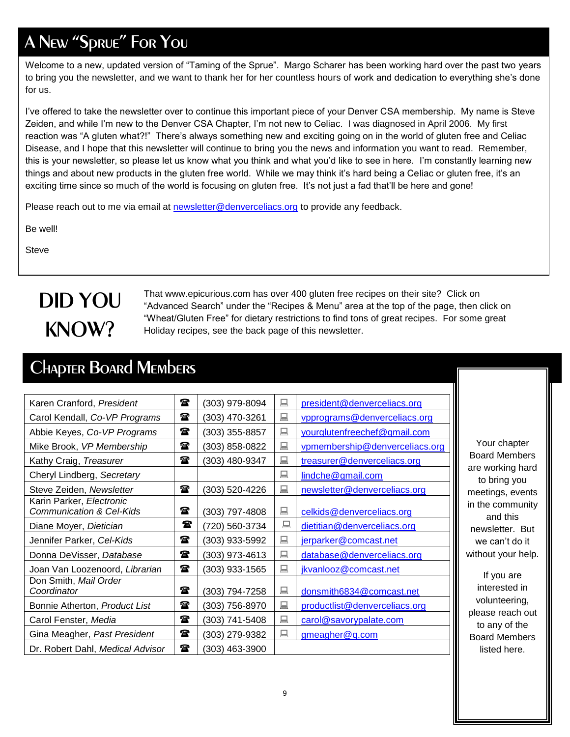# A New "Sprue" For You

Welcome to a new, updated version of "Taming of the Sprue". Margo Scharer has been working hard over the past two years to bring you the newsletter, and we want to thank her for her countless hours of work and dedication to everything she's done for us.

I've offered to take the newsletter over to continue this important piece of your Denver CSA membership. My name is Steve Zeiden, and while I'm new to the Denver CSA Chapter, I'm not new to Celiac. I was diagnosed in April 2006. My first reaction was "A gluten what?!" There's always something new and exciting going on in the world of gluten free and Celiac Disease, and I hope that this newsletter will continue to bring you the news and information you want to read. Remember, this is your newsletter, so please let us know what you think and what you'd like to see in here. I'm constantly learning new things and about new products in the gluten free world. While we may think it's hard being a Celiac or gluten free, it's an exciting time since so much of the world is focusing on gluten free. It's not just a fad that'll be here and gone!

Please reach out to me via email at newsletter@denverceliacs.org to provide any feedback.

Be well!

Steve

## DID YOU KNOW?

That www.epicurious.com has over 400 gluten free recipes on their site? Click on "Advanced Search" under the "Recipes & Menu" area at the top of the page, then click on "Wheat/Gluten Free" for dietary restrictions to find tons of great recipes. For some great Holiday recipes, see the back page of this newsletter.

# Chapter Board Members

| Name | ☎ | Phone | 💻 | Email |
|---|---|---|---|---|
| Karen Cranford, *President* | ☎ | (303) 979-8094 | 💻 | president@denverceliacs.org |
| Carol Kendall, *Co-VP Programs* | ☎ | (303) 470-3261 | 💻 | vpprograms@denverceliacs.org |
| Abbie Keyes, *Co-VP Programs* | ☎ | (303) 355-8857 | 💻 | yourglutenfreechef@gmail.com |
| Mike Brook, *VP Membership* | ☎ | (303) 858-0822 | 💻 | vpmembership@denverceliacs.org |
| Kathy Craig, *Treasurer* | ☎ | (303) 480-9347 | 💻 | treasurer@denverceliacs.org |
| Cheryl Lindberg, *Secretary* | | | 💻 | lindche@gmail.com |
| Steve Zeiden, *Newsletter* | ☎ | (303) 520-4226 | 💻 | newsletter@denverceliacs.org |
| Karin Parker, *Electronic Communication & Cel-Kids* | ☎ | (303) 797-4808 | 💻 | celkids@denverceliacs.org |
| Diane Moyer, *Dietician* | ☎ | (720) 560-3734 | 💻 | dietitian@denverceliacs.org |
| Jennifer Parker, *Cel-Kids* | ☎ | (303) 933-5992 | 💻 | jerparker@comcast.net |
| Donna DeVisser, *Database* | ☎ | (303) 973-4613 | 💻 | database@denverceliacs.org |
| Joan Van Loozenoord, *Librarian* | ☎ | (303) 933-1565 | 💻 | jkvanlooz@comcast.net |
| Don Smith, *Mail Order Coordinator* | ☎ | (303) 794-7258 | 💻 | donsmith6834@comcast.net |
| Bonnie Atherton, *Product List* | ☎ | (303) 756-8970 | 💻 | productlist@denverceliacs.org |
| Carol Fenster, *Media* | ☎ | (303) 741-5408 | 💻 | carol@savorypalate.com |
| Gina Meagher, *Past President* | ☎ | (303) 279-9382 | 💻 | gmeagher@q.com |
| Dr. Robert Dahl, *Medical Advisor* | ☎ | (303) 463-3900 | | |

Your chapter Board Members are working hard to bring you meetings, events in the community and this newsletter. But we can't do it without your help.

If you are interested in volunteering, please reach out to any of the Board Members listed here.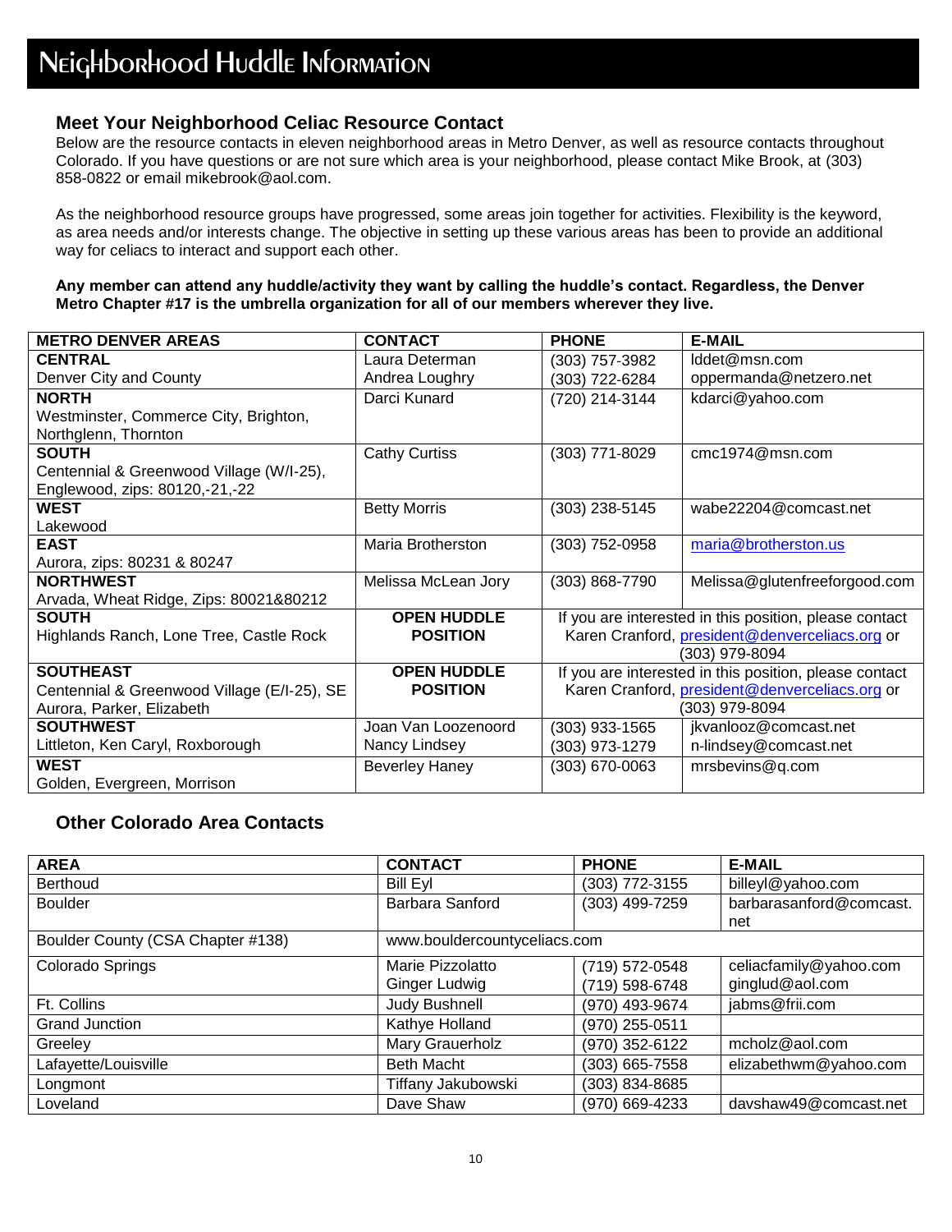# Neighborhood Huddle Information

## Meet Your Neighborhood Celiac Resource Contact

Below are the resource contacts in eleven neighborhood areas in Metro Denver, as well as resource contacts throughout Colorado. If you have questions or are not sure which area is your neighborhood, please contact Mike Brook, at (303) 858-0822 or email mikebrook@aol.com.

As the neighborhood resource groups have progressed, some areas join together for activities. Flexibility is the keyword, as area needs and/or interests change. The objective in setting up these various areas has been to provide an additional way for celiacs to interact and support each other.

**Any member can attend any huddle/activity they want by calling the huddle's contact. Regardless, the Denver Metro Chapter #17 is the umbrella organization for all of our members wherever they live.**

| METRO DENVER AREAS | CONTACT | PHONE | E-MAIL |
|---|---|---|---|
| **CENTRAL**<br>Denver City and County | Laura Determan<br>Andrea Loughry | (303) 757-3982<br>(303) 722-6284 | lddet@msn.com<br>oppermanda@netzero.net |
| **NORTH**<br>Westminster, Commerce City, Brighton, Northglenn, Thornton | Darci Kunard | (720) 214-3144 | kdarci@yahoo.com |
| **SOUTH**<br>Centennial & Greenwood Village (W/I-25), Englewood, zips: 80120,-21,-22 | Cathy Curtiss | (303) 771-8029 | cmc1974@msn.com |
| **WEST**<br>Lakewood | Betty Morris | (303) 238-5145 | wabe22204@comcast.net |
| **EAST**<br>Aurora, zips: 80231 & 80247 | Maria Brotherston | (303) 752-0958 | maria@brotherston.us |
| **NORTHWEST**<br>Arvada, Wheat Ridge, Zips: 80021&80212 | Melissa McLean Jory | (303) 868-7790 | Melissa@glutenfreeforgood.com |
| **SOUTH**<br>Highlands Ranch, Lone Tree, Castle Rock | **OPEN HUDDLE POSITION** | If you are interested in this position, please contact Karen Cranford, president@denverceliacs.org or (303) 979-8094 | |
| **SOUTHEAST**<br>Centennial & Greenwood Village (E/I-25), SE Aurora, Parker, Elizabeth | **OPEN HUDDLE POSITION** | If you are interested in this position, please contact Karen Cranford, president@denverceliacs.org or (303) 979-8094 | |
| **SOUTHWEST**<br>Littleton, Ken Caryl, Roxborough | Joan Van Loozenoord<br>Nancy Lindsey | (303) 933-1565<br>(303) 973-1279 | jkvanlooz@comcast.net<br>n-lindsey@comcast.net |
| **WEST**<br>Golden, Evergreen, Morrison | Beverley Haney | (303) 670-0063 | mrsbevins@q.com |

## Other Colorado Area Contacts

| AREA | CONTACT | PHONE | E-MAIL |
|---|---|---|---|
| Berthoud | Bill Eyl | (303) 772-3155 | billeyl@yahoo.com |
| Boulder | Barbara Sanford | (303) 499-7259 | barbarasanford@comcast.net |
| Boulder County (CSA Chapter #138) | www.bouldercountyceliacs.com | | |
| Colorado Springs | Marie Pizzolatto<br>Ginger Ludwig | (719) 572-0548<br>(719) 598-6748 | celiacfamily@yahoo.com<br>ginglud@aol.com |
| Ft. Collins | Judy Bushnell | (970) 493-9674 | jabms@frii.com |
| Grand Junction | Kathye Holland | (970) 255-0511 | |
| Greeley | Mary Grauerholz | (970) 352-6122 | mcholz@aol.com |
| Lafayette/Louisville | Beth Macht | (303) 665-7558 | elizabethwm@yahoo.com |
| Longmont | Tiffany Jakubowski | (303) 834-8685 | |
| Loveland | Dave Shaw | (970) 669-4233 | davshaw49@comcast.net |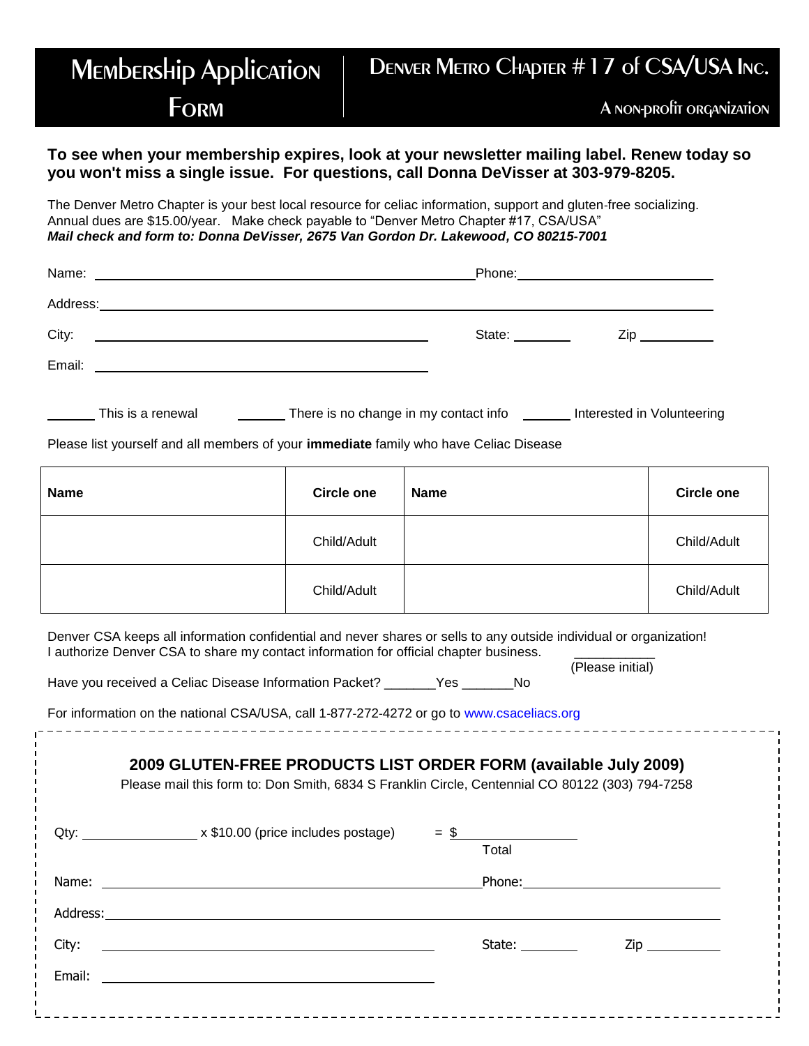# Membership Application Form

## Denver Metro Chapter #17 of CSA/USA Inc.

A non-profit organization

**To see when your membership expires, look at your newsletter mailing label. Renew today so you won't miss a single issue. For questions, call Donna DeVisser at 303-979-8205.**

The Denver Metro Chapter is your best local resource for celiac information, support and gluten-free socializing. Annual dues are $15.00/year. Make check payable to "Denver Metro Chapter #17, CSA/USA"
***Mail check and form to: Donna DeVisser, 2675 Van Gordon Dr. Lakewood, CO 80215-7001***

Name: ______________________________ Phone: ______________________

Address: ______________________________________________________

City: ______________________________ State: ________ Zip __________

Email: ______________________________

______ This is a renewal ______ There is no change in my contact info ______ Interested in Volunteering

Please list yourself and all members of your **immediate** family who have Celiac Disease

| Name | Circle one | Name | Circle one |
|---|---|---|---|
| | Child/Adult | | Child/Adult |
| | Child/Adult | | Child/Adult |

Denver CSA keeps all information confidential and never shares or sells to any outside individual or organization!
I authorize Denver CSA to share my contact information for official chapter business. ___________ (Please initial)

Have you received a Celiac Disease Information Packet? _______Yes _______No

For information on the national CSA/USA, call 1-877-272-4272 or go to www.csaceliacs.org

---

### 2009 GLUTEN-FREE PRODUCTS LIST ORDER FORM (available July 2009)

Please mail this form to: Don Smith, 6834 S Franklin Circle, Centennial CO 80122 (303) 794-7258

Qty: ______________ x $10.00 (price includes postage) = $______________
Total

Name: ______________________________ Phone: ______________________

Address: ______________________________________________________

City: ______________________________ State: ________ Zip __________

Email: ______________________________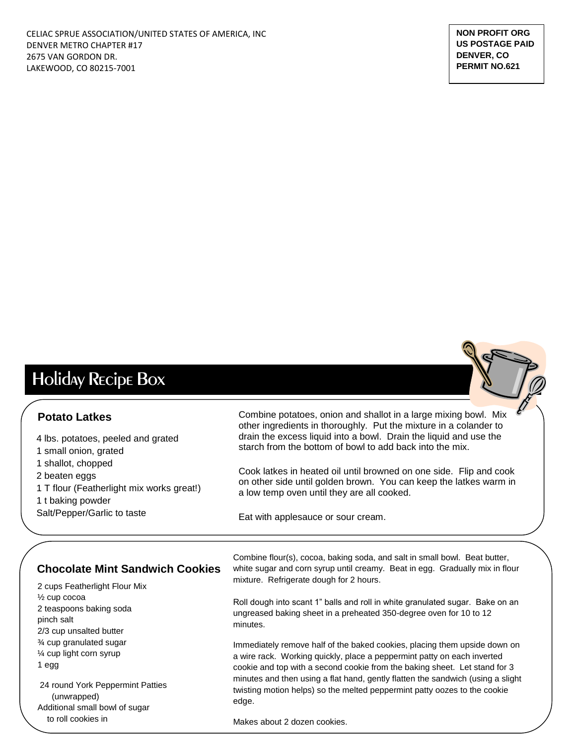CELIAC SPRUE ASSOCIATION/UNITED STATES OF AMERICA, INC
DENVER METRO CHAPTER #17
2675 VAN GORDON DR.
LAKEWOOD, CO 80215-7001

**NON PROFIT ORG**
**US POSTAGE PAID**
**DENVER, CO**
**PERMIT NO.621**

# Holiday Recipe Box

## Potato Latkes

4 lbs. potatoes, peeled and grated
1 small onion, grated
1 shallot, chopped
2 beaten eggs
1 T flour (Featherlight mix works great!)
1 t baking powder
Salt/Pepper/Garlic to taste

Combine potatoes, onion and shallot in a large mixing bowl. Mix other ingredients in thoroughly. Put the mixture in a colander to drain the excess liquid into a bowl. Drain the liquid and use the starch from the bottom of bowl to add back into the mix.

Cook latkes in heated oil until browned on one side. Flip and cook on other side until golden brown. You can keep the latkes warm in a low temp oven until they are all cooked.

Eat with applesauce or sour cream.

## Chocolate Mint Sandwich Cookies

2 cups Featherlight Flour Mix
½ cup cocoa
2 teaspoons baking soda
pinch salt
2/3 cup unsalted butter
¾ cup granulated sugar
¼ cup light corn syrup
1 egg

24 round York Peppermint Patties (unwrapped)
Additional small bowl of sugar to roll cookies in

Combine flour(s), cocoa, baking soda, and salt in small bowl. Beat butter, white sugar and corn syrup until creamy. Beat in egg. Gradually mix in flour mixture. Refrigerate dough for 2 hours.

Roll dough into scant 1" balls and roll in white granulated sugar. Bake on an ungreased baking sheet in a preheated 350-degree oven for 10 to 12 minutes.

Immediately remove half of the baked cookies, placing them upside down on a wire rack. Working quickly, place a peppermint patty on each inverted cookie and top with a second cookie from the baking sheet. Let stand for 3 minutes and then using a flat hand, gently flatten the sandwich (using a slight twisting motion helps) so the melted peppermint patty oozes to the cookie edge.

Makes about 2 dozen cookies.